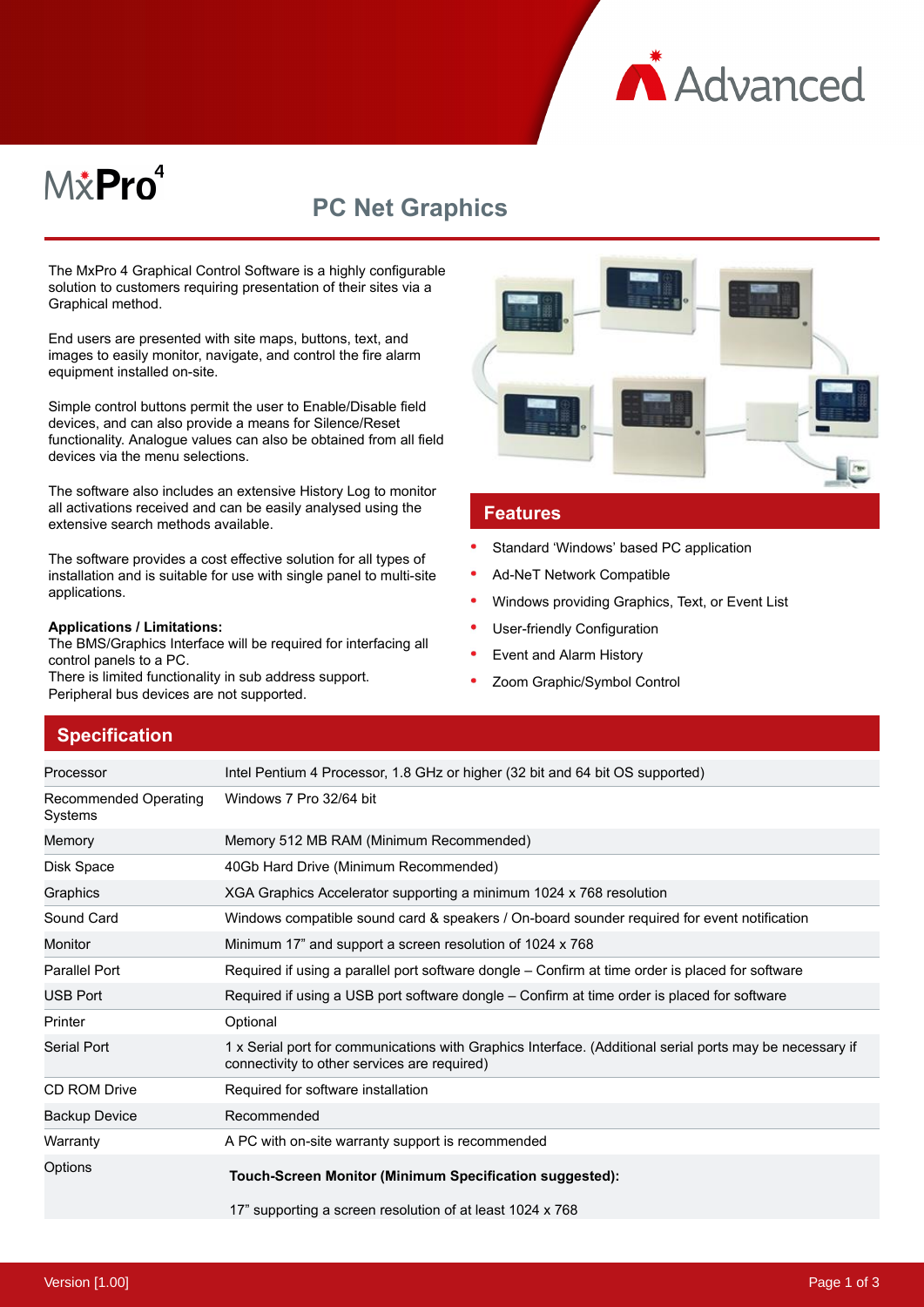MxPro 4

# PC Net Graphics

The MxPro 4 Graphical Control Software is a highly configurable solution to customers requiring presentation of their sites via a Graphical method.

End users are presented with site maps, buttons, text, and images to easily monitor, navigate, and control the fire alarm equipment installed on-site.

Simple control buttons permit the user to Enable/Disable field devices, and can also provide a means for Silence/Reset functionality. Analogue values can also be obtained from all field devices via the menu selections.

The software also includes an extensive History Log to monitor all activations received and can be easily analysed using the extensive search methods available.

The software provides a cost effective solution for all types of installation and is suitable for use with single panel to multi-site applications.

**Applications / Limitations:**
The BMS/Graphics Interface will be required for interfacing all control panels to a PC.
There is limited functionality in sub address support.
Peripheral bus devices are not supported.

## Features

- Standard 'Windows' based PC application
- Ad-NeT Network Compatible
- Windows providing Graphics, Text, or Event List
- User-friendly Configuration
- Event and Alarm History
- Zoom Graphic/Symbol Control

## Specification

| | |
|---|---|
| Processor | Intel Pentium 4 Processor, 1.8 GHz or higher (32 bit and 64 bit OS supported) |
| Recommended Operating Systems | Windows 7 Pro 32/64 bit |
| Memory | Memory 512 MB RAM (Minimum Recommended) |
| Disk Space | 40Gb Hard Drive (Minimum Recommended) |
| Graphics | XGA Graphics Accelerator supporting a minimum 1024 x 768 resolution |
| Sound Card | Windows compatible sound card & speakers / On-board sounder required for event notification |
| Monitor | Minimum 17" and support a screen resolution of 1024 x 768 |
| Parallel Port | Required if using a parallel port software dongle – Confirm at time order is placed for software |
| USB Port | Required if using a USB port software dongle – Confirm at time order is placed for software |
| Printer | Optional |
| Serial Port | 1 x Serial port for communications with Graphics Interface. (Additional serial ports may be necessary if connectivity to other services are required) |
| CD ROM Drive | Required for software installation |
| Backup Device | Recommended |
| Warranty | A PC with on-site warranty support is recommended |
| Options | **Touch-Screen Monitor (Minimum Specification suggested):** 17" supporting a screen resolution of at least 1024 x 768 |

Version [1.00]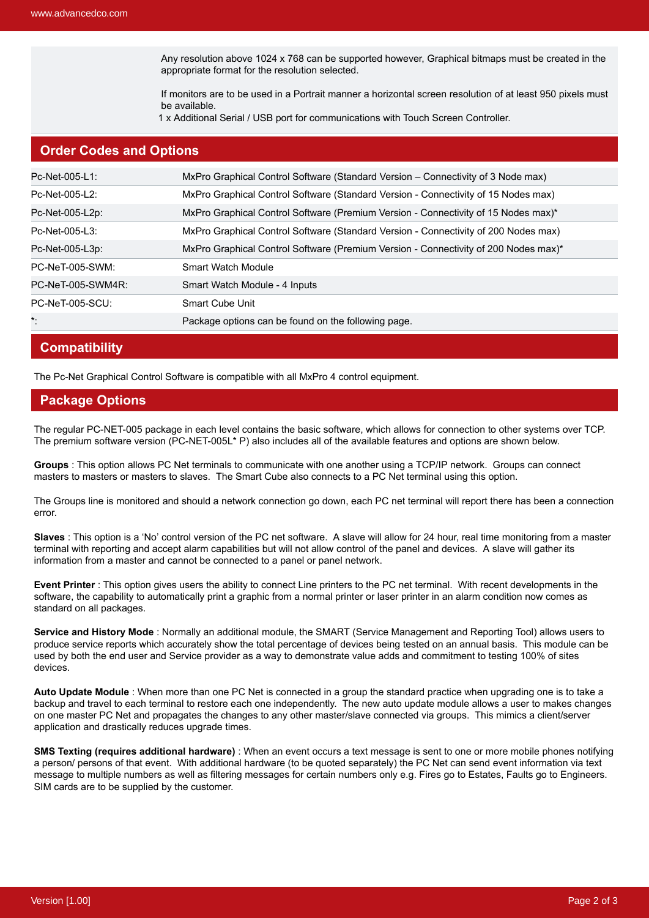Any resolution above 1024 x 768 can be supported however, Graphical bitmaps must be created in the appropriate format for the resolution selected.

If monitors are to be used in a Portrait manner a horizontal screen resolution of at least 950 pixels must be available.

1 x Additional Serial / USB port for communications with Touch Screen Controller.

## Order Codes and Options

| | |
|---|---|
| Pc-Net-005-L1: | MxPro Graphical Control Software (Standard Version – Connectivity of 3 Node max) |
| Pc-Net-005-L2: | MxPro Graphical Control Software (Standard Version - Connectivity of 15 Nodes max) |
| Pc-Net-005-L2p: | MxPro Graphical Control Software (Premium Version - Connectivity of 15 Nodes max)* |
| Pc-Net-005-L3: | MxPro Graphical Control Software (Standard Version - Connectivity of 200 Nodes max) |
| Pc-Net-005-L3p: | MxPro Graphical Control Software (Premium Version - Connectivity of 200 Nodes max)* |
| PC-NeT-005-SWM: | Smart Watch Module |
| PC-NeT-005-SWM4R: | Smart Watch Module - 4 Inputs |
| PC-NeT-005-SCU: | Smart Cube Unit |
| *: | Package options can be found on the following page. |

## Compatibility

The Pc-Net Graphical Control Software is compatible with all MxPro 4 control equipment.

## Package Options

The regular PC-NET-005 package in each level contains the basic software, which allows for connection to other systems over TCP. The premium software version (PC-NET-005L* P) also includes all of the available features and options are shown below.

**Groups** : This option allows PC Net terminals to communicate with one another using a TCP/IP network. Groups can connect masters to masters or masters to slaves. The Smart Cube also connects to a PC Net terminal using this option.

The Groups line is monitored and should a network connection go down, each PC net terminal will report there has been a connection error.

**Slaves** : This option is a 'No' control version of the PC net software. A slave will allow for 24 hour, real time monitoring from a master terminal with reporting and accept alarm capabilities but will not allow control of the panel and devices. A slave will gather its information from a master and cannot be connected to a panel or panel network.

**Event Printer** : This option gives users the ability to connect Line printers to the PC net terminal. With recent developments in the software, the capability to automatically print a graphic from a normal printer or laser printer in an alarm condition now comes as standard on all packages.

**Service and History Mode** : Normally an additional module, the SMART (Service Management and Reporting Tool) allows users to produce service reports which accurately show the total percentage of devices being tested on an annual basis. This module can be used by both the end user and Service provider as a way to demonstrate value adds and commitment to testing 100% of sites devices.

**Auto Update Module** : When more than one PC Net is connected in a group the standard practice when upgrading one is to take a backup and travel to each terminal to restore each one independently. The new auto update module allows a user to makes changes on one master PC Net and propagates the changes to any other master/slave connected via groups. This mimics a client/server application and drastically reduces upgrade times.

**SMS Texting (requires additional hardware)** : When an event occurs a text message is sent to one or more mobile phones notifying a person/ persons of that event. With additional hardware (to be quoted separately) the PC Net can send event information via text message to multiple numbers as well as filtering messages for certain numbers only e.g. Fires go to Estates, Faults go to Engineers. SIM cards are to be supplied by the customer.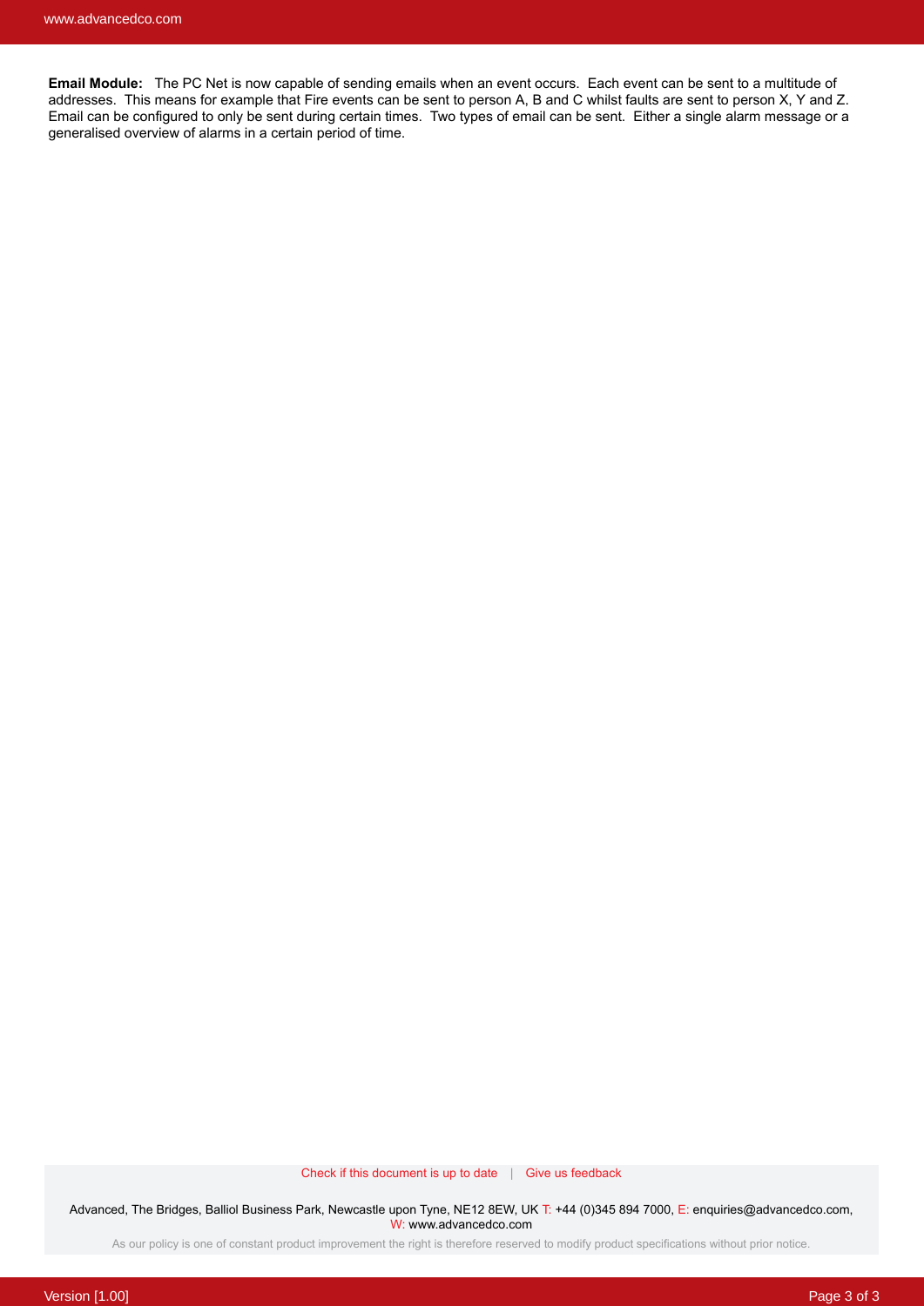**Email Module:** The PC Net is now capable of sending emails when an event occurs. Each event can be sent to a multitude of addresses. This means for example that Fire events can be sent to person A, B and C whilst faults are sent to person X, Y and Z. Email can be configured to only be sent during certain times. Two types of email can be sent. Either a single alarm message or a generalised overview of alarms in a certain period of time.

Check if this document is up to date | Give us feedback

Advanced, The Bridges, Balliol Business Park, Newcastle upon Tyne, NE12 8EW, UK T: +44 (0)345 894 7000, E: enquiries@advancedco.com, W: www.advancedco.com

As our policy is one of constant product improvement the right is therefore reserved to modify product specifications without prior notice.